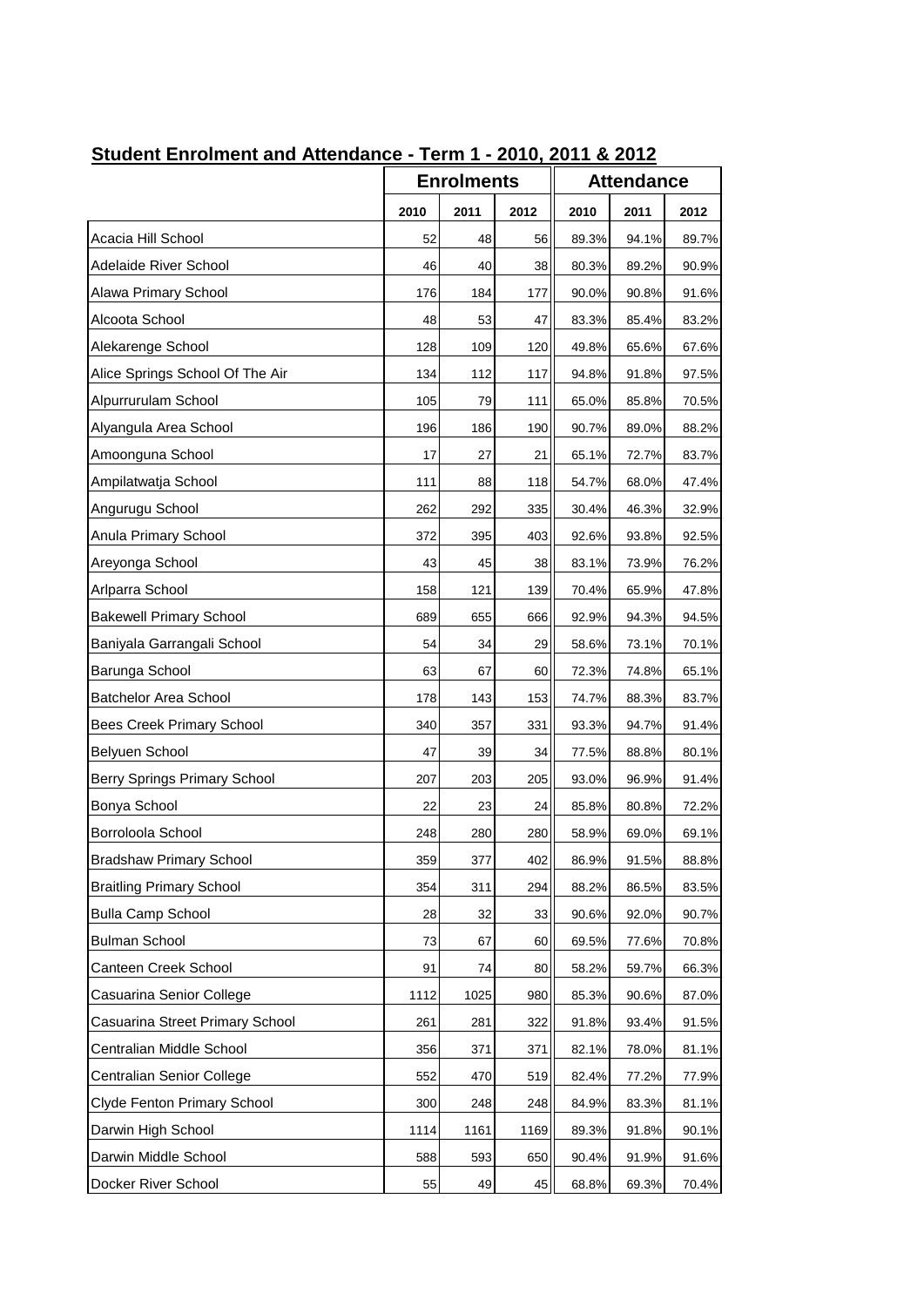## Student Enrolment and Attendance - Term 1 - 2010, 2011 & 2012

| | Enrolments | | | Attendance | | |
|---|---|---|---|---|---|---|
| | 2010 | 2011 | 2012 | 2010 | 2011 | 2012 |
| Acacia Hill School | 52 | 48 | 56 | 89.3% | 94.1% | 89.7% |
| Adelaide River School | 46 | 40 | 38 | 80.3% | 89.2% | 90.9% |
| Alawa Primary School | 176 | 184 | 177 | 90.0% | 90.8% | 91.6% |
| Alcoota School | 48 | 53 | 47 | 83.3% | 85.4% | 83.2% |
| Alekarenge School | 128 | 109 | 120 | 49.8% | 65.6% | 67.6% |
| Alice Springs School Of The Air | 134 | 112 | 117 | 94.8% | 91.8% | 97.5% |
| Alpurrurulam School | 105 | 79 | 111 | 65.0% | 85.8% | 70.5% |
| Alyangula Area School | 196 | 186 | 190 | 90.7% | 89.0% | 88.2% |
| Amoonguna School | 17 | 27 | 21 | 65.1% | 72.7% | 83.7% |
| Ampilatwatja School | 111 | 88 | 118 | 54.7% | 68.0% | 47.4% |
| Angurugu School | 262 | 292 | 335 | 30.4% | 46.3% | 32.9% |
| Anula Primary School | 372 | 395 | 403 | 92.6% | 93.8% | 92.5% |
| Areyonga School | 43 | 45 | 38 | 83.1% | 73.9% | 76.2% |
| Arlparra School | 158 | 121 | 139 | 70.4% | 65.9% | 47.8% |
| Bakewell Primary School | 689 | 655 | 666 | 92.9% | 94.3% | 94.5% |
| Baniyala Garrangali School | 54 | 34 | 29 | 58.6% | 73.1% | 70.1% |
| Barunga School | 63 | 67 | 60 | 72.3% | 74.8% | 65.1% |
| Batchelor Area School | 178 | 143 | 153 | 74.7% | 88.3% | 83.7% |
| Bees Creek Primary School | 340 | 357 | 331 | 93.3% | 94.7% | 91.4% |
| Belyuen School | 47 | 39 | 34 | 77.5% | 88.8% | 80.1% |
| Berry Springs Primary School | 207 | 203 | 205 | 93.0% | 96.9% | 91.4% |
| Bonya School | 22 | 23 | 24 | 85.8% | 80.8% | 72.2% |
| Borroloola School | 248 | 280 | 280 | 58.9% | 69.0% | 69.1% |
| Bradshaw Primary School | 359 | 377 | 402 | 86.9% | 91.5% | 88.8% |
| Braitling Primary School | 354 | 311 | 294 | 88.2% | 86.5% | 83.5% |
| Bulla Camp School | 28 | 32 | 33 | 90.6% | 92.0% | 90.7% |
| Bulman School | 73 | 67 | 60 | 69.5% | 77.6% | 70.8% |
| Canteen Creek School | 91 | 74 | 80 | 58.2% | 59.7% | 66.3% |
| Casuarina Senior College | 1112 | 1025 | 980 | 85.3% | 90.6% | 87.0% |
| Casuarina Street Primary School | 261 | 281 | 322 | 91.8% | 93.4% | 91.5% |
| Centralian Middle School | 356 | 371 | 371 | 82.1% | 78.0% | 81.1% |
| Centralian Senior College | 552 | 470 | 519 | 82.4% | 77.2% | 77.9% |
| Clyde Fenton Primary School | 300 | 248 | 248 | 84.9% | 83.3% | 81.1% |
| Darwin High School | 1114 | 1161 | 1169 | 89.3% | 91.8% | 90.1% |
| Darwin Middle School | 588 | 593 | 650 | 90.4% | 91.9% | 91.6% |
| Docker River School | 55 | 49 | 45 | 68.8% | 69.3% | 70.4% |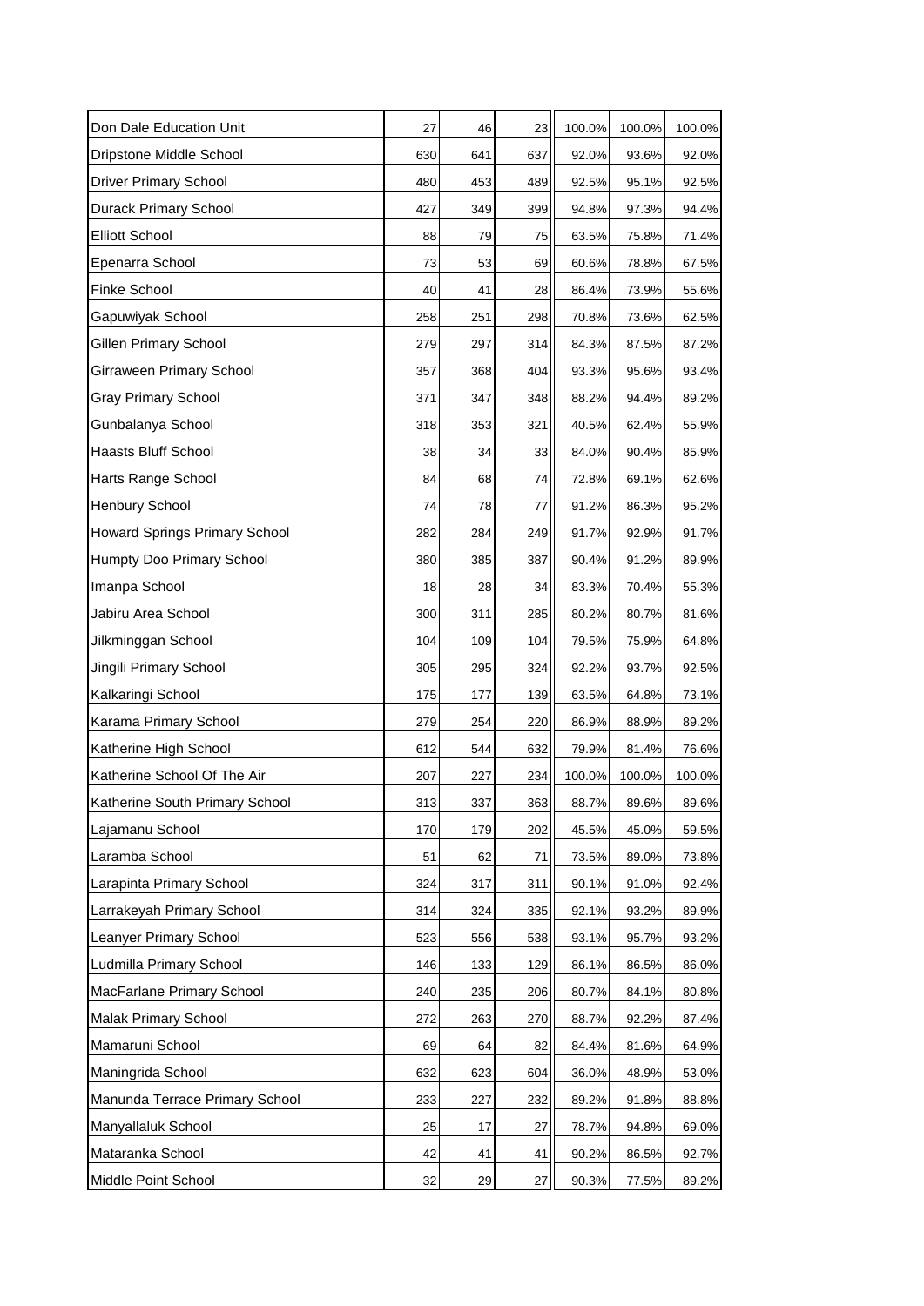| | | | | | | |
|---|---|---|---|---|---|---|
| Don Dale Education Unit | 27 | 46 | 23 | 100.0% | 100.0% | 100.0% |
| Dripstone Middle School | 630 | 641 | 637 | 92.0% | 93.6% | 92.0% |
| Driver Primary School | 480 | 453 | 489 | 92.5% | 95.1% | 92.5% |
| Durack Primary School | 427 | 349 | 399 | 94.8% | 97.3% | 94.4% |
| Elliott School | 88 | 79 | 75 | 63.5% | 75.8% | 71.4% |
| Epenarra School | 73 | 53 | 69 | 60.6% | 78.8% | 67.5% |
| Finke School | 40 | 41 | 28 | 86.4% | 73.9% | 55.6% |
| Gapuwiyak School | 258 | 251 | 298 | 70.8% | 73.6% | 62.5% |
| Gillen Primary School | 279 | 297 | 314 | 84.3% | 87.5% | 87.2% |
| Girraween Primary School | 357 | 368 | 404 | 93.3% | 95.6% | 93.4% |
| Gray Primary School | 371 | 347 | 348 | 88.2% | 94.4% | 89.2% |
| Gunbalanya School | 318 | 353 | 321 | 40.5% | 62.4% | 55.9% |
| Haasts Bluff School | 38 | 34 | 33 | 84.0% | 90.4% | 85.9% |
| Harts Range School | 84 | 68 | 74 | 72.8% | 69.1% | 62.6% |
| Henbury School | 74 | 78 | 77 | 91.2% | 86.3% | 95.2% |
| Howard Springs Primary School | 282 | 284 | 249 | 91.7% | 92.9% | 91.7% |
| Humpty Doo Primary School | 380 | 385 | 387 | 90.4% | 91.2% | 89.9% |
| Imanpa School | 18 | 28 | 34 | 83.3% | 70.4% | 55.3% |
| Jabiru Area School | 300 | 311 | 285 | 80.2% | 80.7% | 81.6% |
| Jilkminggan School | 104 | 109 | 104 | 79.5% | 75.9% | 64.8% |
| Jingili Primary School | 305 | 295 | 324 | 92.2% | 93.7% | 92.5% |
| Kalkaringi School | 175 | 177 | 139 | 63.5% | 64.8% | 73.1% |
| Karama Primary School | 279 | 254 | 220 | 86.9% | 88.9% | 89.2% |
| Katherine High School | 612 | 544 | 632 | 79.9% | 81.4% | 76.6% |
| Katherine School Of The Air | 207 | 227 | 234 | 100.0% | 100.0% | 100.0% |
| Katherine South Primary School | 313 | 337 | 363 | 88.7% | 89.6% | 89.6% |
| Lajamanu School | 170 | 179 | 202 | 45.5% | 45.0% | 59.5% |
| Laramba School | 51 | 62 | 71 | 73.5% | 89.0% | 73.8% |
| Larapinta Primary School | 324 | 317 | 311 | 90.1% | 91.0% | 92.4% |
| Larrakeyah Primary School | 314 | 324 | 335 | 92.1% | 93.2% | 89.9% |
| Leanyer Primary School | 523 | 556 | 538 | 93.1% | 95.7% | 93.2% |
| Ludmilla Primary School | 146 | 133 | 129 | 86.1% | 86.5% | 86.0% |
| MacFarlane Primary School | 240 | 235 | 206 | 80.7% | 84.1% | 80.8% |
| Malak Primary School | 272 | 263 | 270 | 88.7% | 92.2% | 87.4% |
| Mamaruni School | 69 | 64 | 82 | 84.4% | 81.6% | 64.9% |
| Maningrida School | 632 | 623 | 604 | 36.0% | 48.9% | 53.0% |
| Manunda Terrace Primary School | 233 | 227 | 232 | 89.2% | 91.8% | 88.8% |
| Manyallaluk School | 25 | 17 | 27 | 78.7% | 94.8% | 69.0% |
| Mataranka School | 42 | 41 | 41 | 90.2% | 86.5% | 92.7% |
| Middle Point School | 32 | 29 | 27 | 90.3% | 77.5% | 89.2% |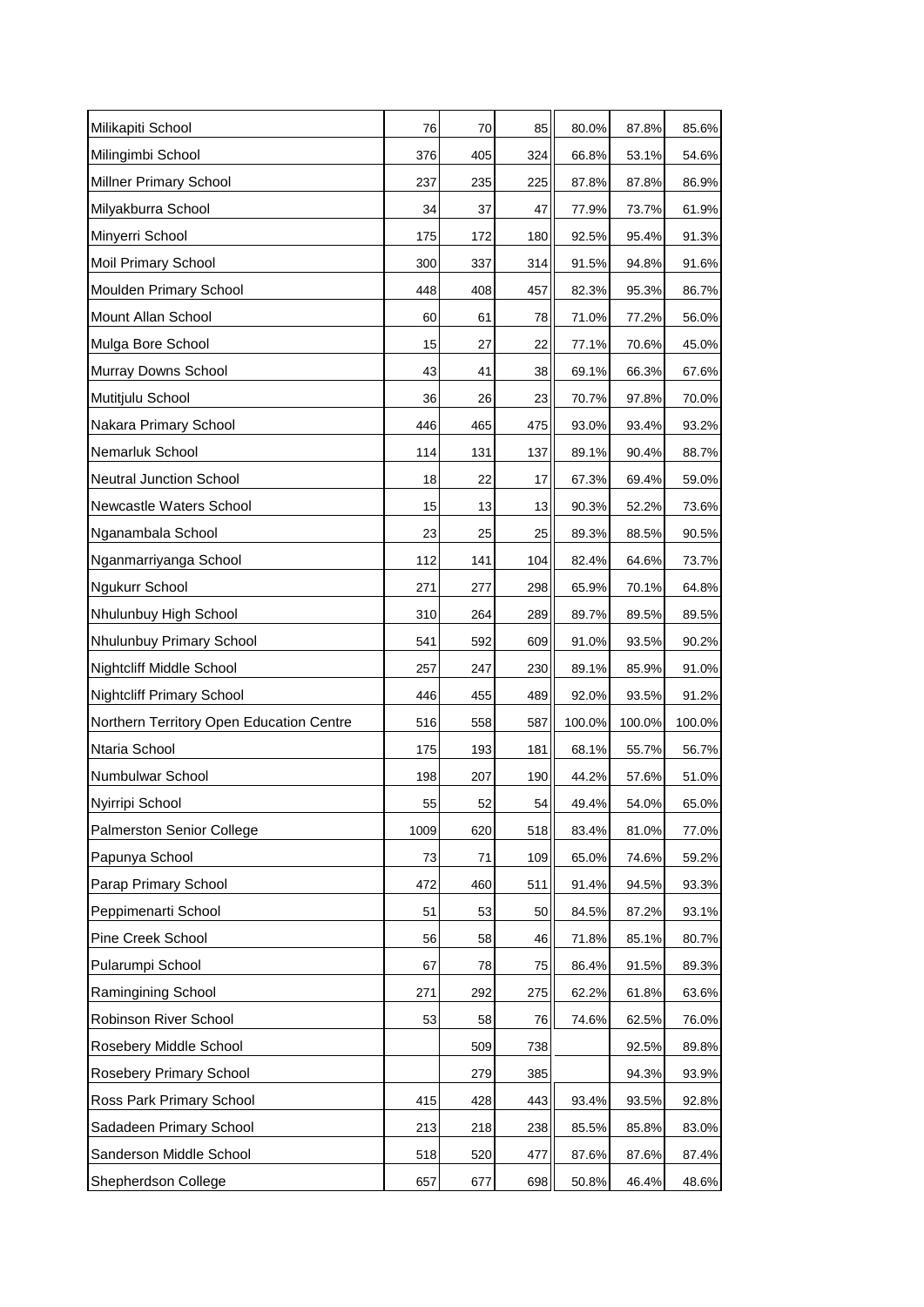| | | | | | | |
|---|---|---|---|---|---|---|
| Milikapiti School | 76 | 70 | 85 | 80.0% | 87.8% | 85.6% |
| Milingimbi School | 376 | 405 | 324 | 66.8% | 53.1% | 54.6% |
| Millner Primary School | 237 | 235 | 225 | 87.8% | 87.8% | 86.9% |
| Milyakburra School | 34 | 37 | 47 | 77.9% | 73.7% | 61.9% |
| Minyerri School | 175 | 172 | 180 | 92.5% | 95.4% | 91.3% |
| Moil Primary School | 300 | 337 | 314 | 91.5% | 94.8% | 91.6% |
| Moulden Primary School | 448 | 408 | 457 | 82.3% | 95.3% | 86.7% |
| Mount Allan School | 60 | 61 | 78 | 71.0% | 77.2% | 56.0% |
| Mulga Bore School | 15 | 27 | 22 | 77.1% | 70.6% | 45.0% |
| Murray Downs School | 43 | 41 | 38 | 69.1% | 66.3% | 67.6% |
| Mutitjulu School | 36 | 26 | 23 | 70.7% | 97.8% | 70.0% |
| Nakara Primary School | 446 | 465 | 475 | 93.0% | 93.4% | 93.2% |
| Nemarluk School | 114 | 131 | 137 | 89.1% | 90.4% | 88.7% |
| Neutral Junction School | 18 | 22 | 17 | 67.3% | 69.4% | 59.0% |
| Newcastle Waters School | 15 | 13 | 13 | 90.3% | 52.2% | 73.6% |
| Nganambala School | 23 | 25 | 25 | 89.3% | 88.5% | 90.5% |
| Nganmarriyanga School | 112 | 141 | 104 | 82.4% | 64.6% | 73.7% |
| Ngukurr School | 271 | 277 | 298 | 65.9% | 70.1% | 64.8% |
| Nhulunbuy High School | 310 | 264 | 289 | 89.7% | 89.5% | 89.5% |
| Nhulunbuy Primary School | 541 | 592 | 609 | 91.0% | 93.5% | 90.2% |
| Nightcliff Middle School | 257 | 247 | 230 | 89.1% | 85.9% | 91.0% |
| Nightcliff Primary School | 446 | 455 | 489 | 92.0% | 93.5% | 91.2% |
| Northern Territory Open Education Centre | 516 | 558 | 587 | 100.0% | 100.0% | 100.0% |
| Ntaria School | 175 | 193 | 181 | 68.1% | 55.7% | 56.7% |
| Numbulwar School | 198 | 207 | 190 | 44.2% | 57.6% | 51.0% |
| Nyirripi School | 55 | 52 | 54 | 49.4% | 54.0% | 65.0% |
| Palmerston Senior College | 1009 | 620 | 518 | 83.4% | 81.0% | 77.0% |
| Papunya School | 73 | 71 | 109 | 65.0% | 74.6% | 59.2% |
| Parap Primary School | 472 | 460 | 511 | 91.4% | 94.5% | 93.3% |
| Peppimenarti School | 51 | 53 | 50 | 84.5% | 87.2% | 93.1% |
| Pine Creek School | 56 | 58 | 46 | 71.8% | 85.1% | 80.7% |
| Pularumpi School | 67 | 78 | 75 | 86.4% | 91.5% | 89.3% |
| Ramingining School | 271 | 292 | 275 | 62.2% | 61.8% | 63.6% |
| Robinson River School | 53 | 58 | 76 | 74.6% | 62.5% | 76.0% |
| Rosebery Middle School | | 509 | 738 | | 92.5% | 89.8% |
| Rosebery Primary School | | 279 | 385 | | 94.3% | 93.9% |
| Ross Park Primary School | 415 | 428 | 443 | 93.4% | 93.5% | 92.8% |
| Sadadeen Primary School | 213 | 218 | 238 | 85.5% | 85.8% | 83.0% |
| Sanderson Middle School | 518 | 520 | 477 | 87.6% | 87.6% | 87.4% |
| Shepherdson College | 657 | 677 | 698 | 50.8% | 46.4% | 48.6% |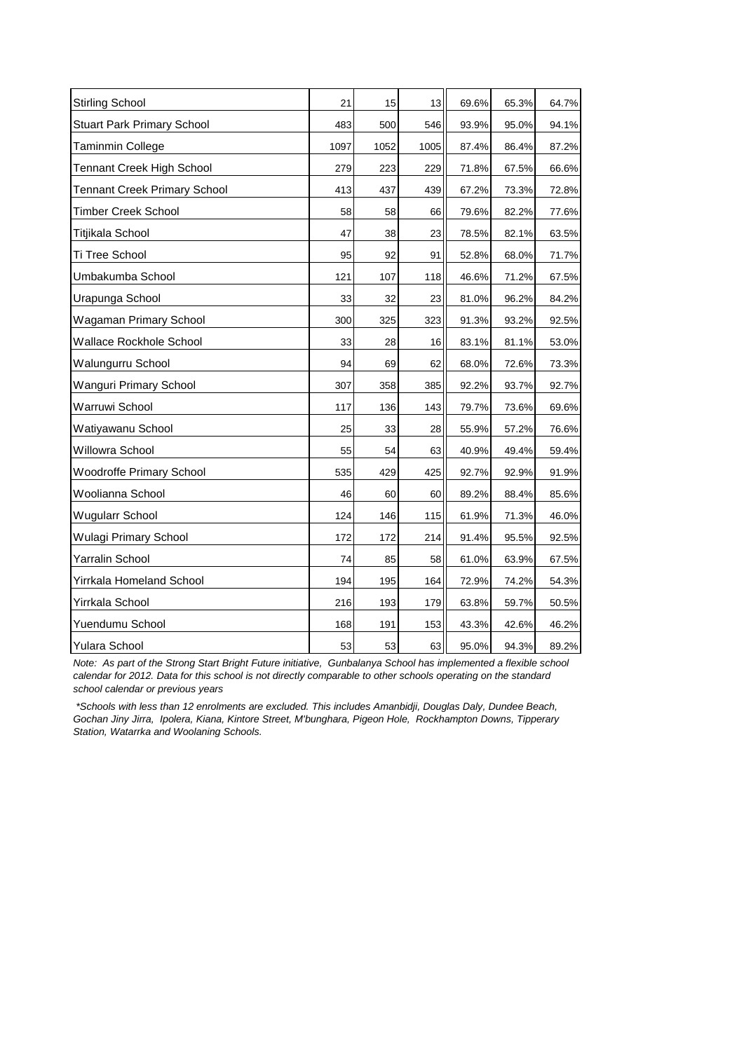| | | | | | | |
|---|---|---|---|---|---|---|
| Stirling School | 21 | 15 | 13 | 69.6% | 65.3% | 64.7% |
| Stuart Park Primary School | 483 | 500 | 546 | 93.9% | 95.0% | 94.1% |
| Taminmin College | 1097 | 1052 | 1005 | 87.4% | 86.4% | 87.2% |
| Tennant Creek High School | 279 | 223 | 229 | 71.8% | 67.5% | 66.6% |
| Tennant Creek Primary School | 413 | 437 | 439 | 67.2% | 73.3% | 72.8% |
| Timber Creek School | 58 | 58 | 66 | 79.6% | 82.2% | 77.6% |
| Titjikala School | 47 | 38 | 23 | 78.5% | 82.1% | 63.5% |
| Ti Tree School | 95 | 92 | 91 | 52.8% | 68.0% | 71.7% |
| Umbakumba School | 121 | 107 | 118 | 46.6% | 71.2% | 67.5% |
| Urapunga School | 33 | 32 | 23 | 81.0% | 96.2% | 84.2% |
| Wagaman Primary School | 300 | 325 | 323 | 91.3% | 93.2% | 92.5% |
| Wallace Rockhole School | 33 | 28 | 16 | 83.1% | 81.1% | 53.0% |
| Walungurru School | 94 | 69 | 62 | 68.0% | 72.6% | 73.3% |
| Wanguri Primary School | 307 | 358 | 385 | 92.2% | 93.7% | 92.7% |
| Warruwi School | 117 | 136 | 143 | 79.7% | 73.6% | 69.6% |
| Watiyawanu School | 25 | 33 | 28 | 55.9% | 57.2% | 76.6% |
| Willowra School | 55 | 54 | 63 | 40.9% | 49.4% | 59.4% |
| Woodroffe Primary School | 535 | 429 | 425 | 92.7% | 92.9% | 91.9% |
| Woolianna School | 46 | 60 | 60 | 89.2% | 88.4% | 85.6% |
| Wugularr School | 124 | 146 | 115 | 61.9% | 71.3% | 46.0% |
| Wulagi Primary School | 172 | 172 | 214 | 91.4% | 95.5% | 92.5% |
| Yarralin School | 74 | 85 | 58 | 61.0% | 63.9% | 67.5% |
| Yirrkala Homeland School | 194 | 195 | 164 | 72.9% | 74.2% | 54.3% |
| Yirrkala School | 216 | 193 | 179 | 63.8% | 59.7% | 50.5% |
| Yuendumu School | 168 | 191 | 153 | 43.3% | 42.6% | 46.2% |
| Yulara School | 53 | 53 | 63 | 95.0% | 94.3% | 89.2% |

*Note: As part of the Strong Start Bright Future initiative, Gunbalanya School has implemented a flexible school calendar for 2012. Data for this school is not directly comparable to other schools operating on the standard school calendar or previous years*

*\*Schools with less than 12 enrolments are excluded. This includes Amanbidji, Douglas Daly, Dundee Beach, Gochan Jiny Jirra, Ipolera, Kiana, Kintore Street, M'bunghara, Pigeon Hole, Rockhampton Downs, Tipperary Station, Watarrka and Woolaning Schools.*